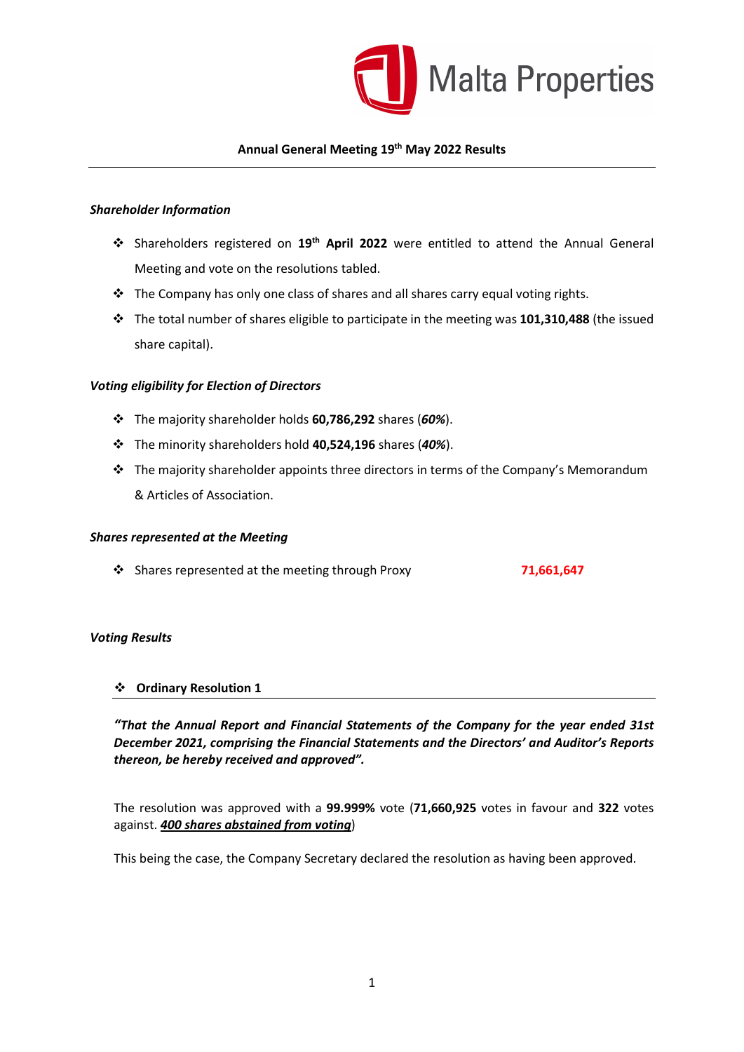Malta Properties

**Annual General Meeting 19th May 2022 Results**

---

***Shareholder Information***

- Shareholders registered on **19th April 2022** were entitled to attend the Annual General Meeting and vote on the resolutions tabled.
- The Company has only one class of shares and all shares carry equal voting rights.
- The total number of shares eligible to participate in the meeting was **101,310,488** (the issued share capital).

***Voting eligibility for Election of Directors***

- The majority shareholder holds **60,786,292** shares (***60%***).
- The minority shareholders hold **40,524,196** shares (***40%***).
- The majority shareholder appoints three directors in terms of the Company's Memorandum & Articles of Association.

***Shares represented at the Meeting***

- Shares represented at the meeting through Proxy **71,661,647**

***Voting Results***

- **Ordinary Resolution 1**

---

***"That the Annual Report and Financial Statements of the Company for the year ended 31st December 2021, comprising the Financial Statements and the Directors' and Auditor's Reports thereon, be hereby received and approved".***

The resolution was approved with a **99.999%** vote (**71,660,925** votes in favour and **322** votes against. ***400 shares abstained from voting***)

This being the case, the Company Secretary declared the resolution as having been approved.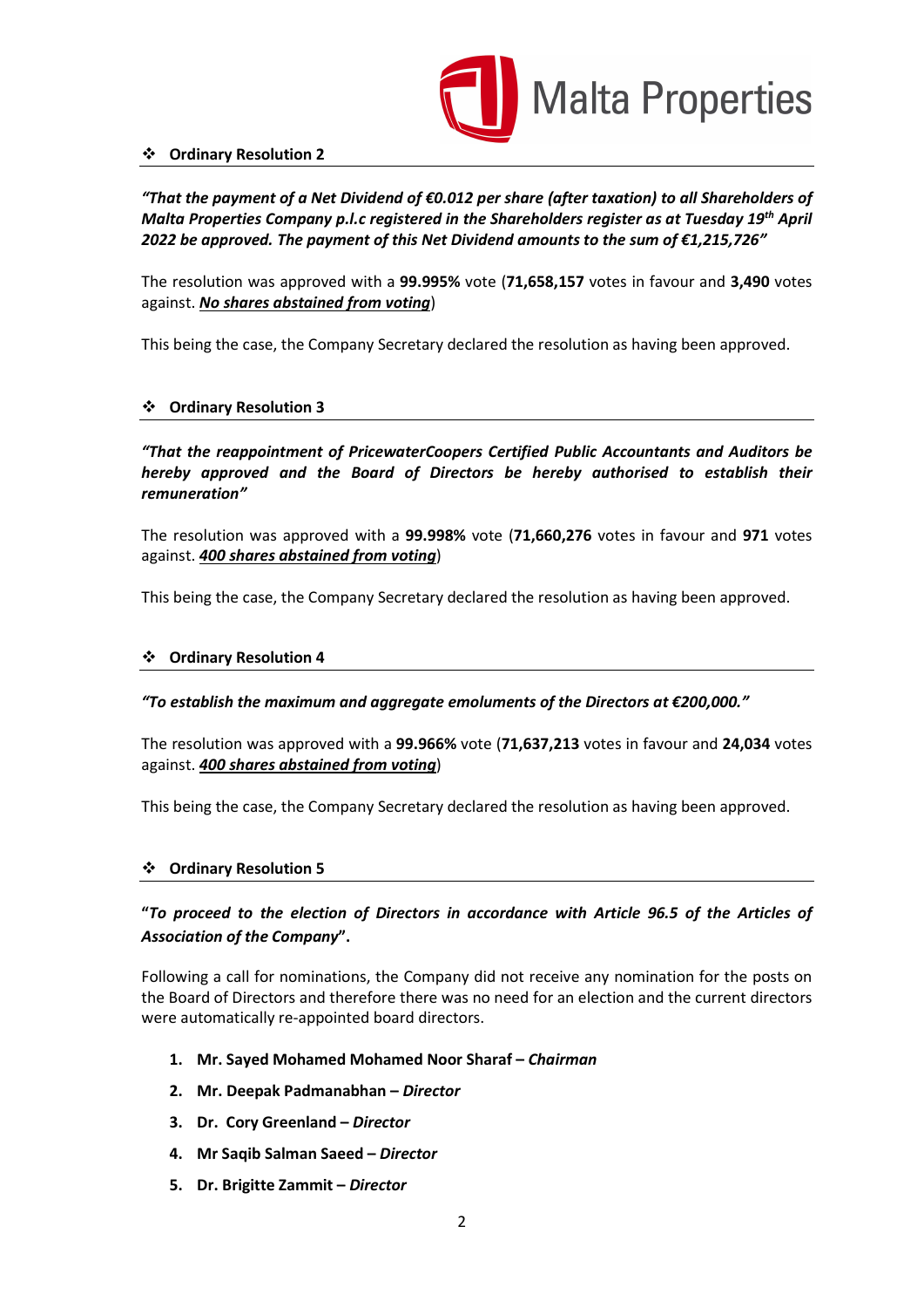### ❖ Ordinary Resolution 2

***"That the payment of a Net Dividend of €0.012 per share (after taxation) to all Shareholders of Malta Properties Company p.l.c registered in the Shareholders register as at Tuesday 19th April 2022 be approved. The payment of this Net Dividend amounts to the sum of €1,215,726"***

The resolution was approved with a **99.995%** vote (**71,658,157** votes in favour and **3,490** votes against. ***No shares abstained from voting***)

This being the case, the Company Secretary declared the resolution as having been approved.

### ❖ Ordinary Resolution 3

***"That the reappointment of PricewaterCoopers Certified Public Accountants and Auditors be hereby approved and the Board of Directors be hereby authorised to establish their remuneration"***

The resolution was approved with a **99.998%** vote (**71,660,276** votes in favour and **971** votes against. ***400 shares abstained from voting***)

This being the case, the Company Secretary declared the resolution as having been approved.

### ❖ Ordinary Resolution 4

***"To establish the maximum and aggregate emoluments of the Directors at €200,000."***

The resolution was approved with a **99.966%** vote (**71,637,213** votes in favour and **24,034** votes against. ***400 shares abstained from voting***)

This being the case, the Company Secretary declared the resolution as having been approved.

### ❖ Ordinary Resolution 5

**"*To proceed to the election of Directors in accordance with Article 96.5 of the Articles of Association of the Company*".**

Following a call for nominations, the Company did not receive any nomination for the posts on the Board of Directors and therefore there was no need for an election and the current directors were automatically re-appointed board directors.

1. **Mr. Sayed Mohamed Mohamed Noor Sharaf – *Chairman***
2. **Mr. Deepak Padmanabhan – *Director***
3. **Dr. Cory Greenland – *Director***
4. **Mr Saqib Salman Saeed – *Director***
5. **Dr. Brigitte Zammit – *Director***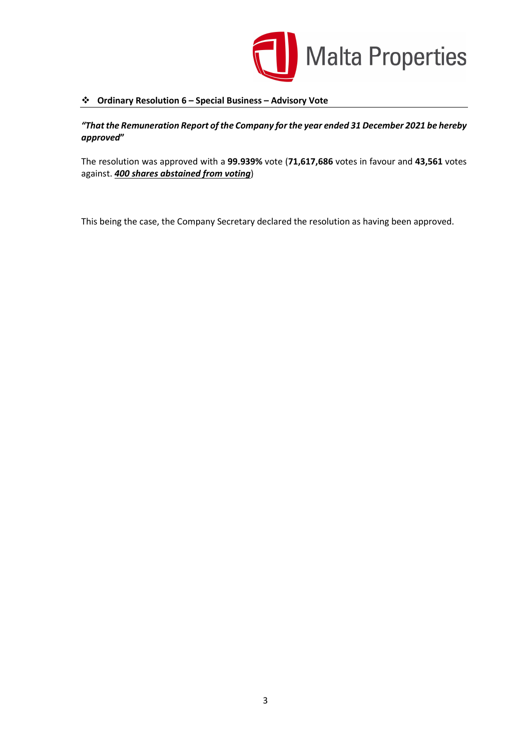### ❖ Ordinary Resolution 6 – Special Business – Advisory Vote

***"That the Remuneration Report of the Company for the year ended 31 December 2021 be hereby approved"***

The resolution was approved with a **99.939%** vote (**71,617,686** votes in favour and **43,561** votes against. ***400 shares abstained from voting***)

This being the case, the Company Secretary declared the resolution as having been approved.